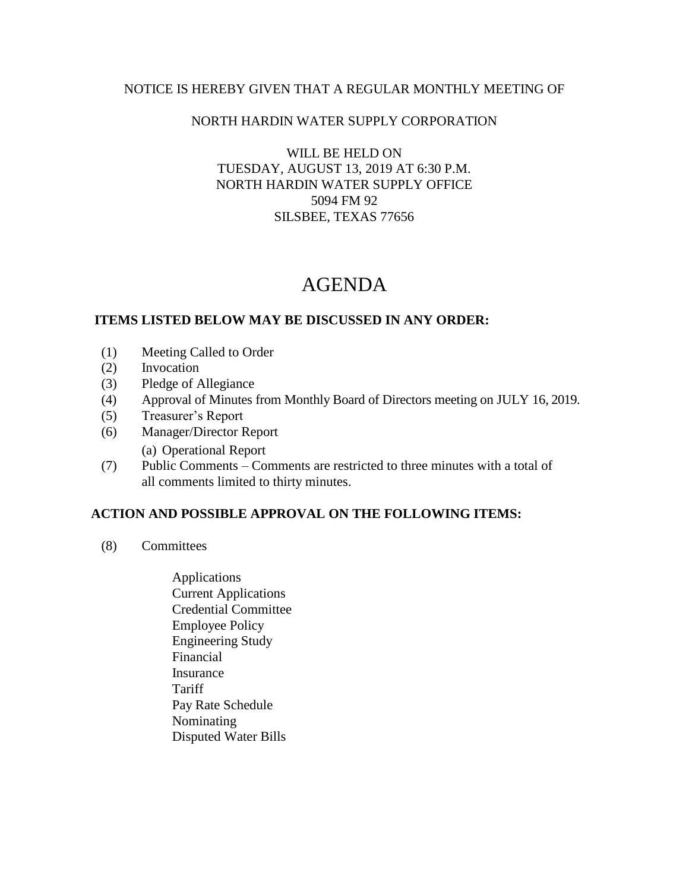NOTICE IS HEREBY GIVEN THAT A REGULAR MONTHLY MEETING OF

NORTH HARDIN WATER SUPPLY CORPORATION

WILL BE HELD ON
TUESDAY, AUGUST 13, 2019 AT 6:30 P.M.
NORTH HARDIN WATER SUPPLY OFFICE
5094 FM 92
SILSBEE, TEXAS 77656

# AGENDA

**ITEMS LISTED BELOW MAY BE DISCUSSED IN ANY ORDER:**

(1) Meeting Called to Order
(2) Invocation
(3) Pledge of Allegiance
(4) Approval of Minutes from Monthly Board of Directors meeting on JULY 16, 2019.
(5) Treasurer's Report
(6) Manager/Director Report
    (a) Operational Report
(7) Public Comments – Comments are restricted to three minutes with a total of all comments limited to thirty minutes.

**ACTION AND POSSIBLE APPROVAL ON THE FOLLOWING ITEMS:**

(8) Committees

    Applications
    Current Applications
    Credential Committee
    Employee Policy
    Engineering Study
    Financial
    Insurance
    Tariff
    Pay Rate Schedule
    Nominating
    Disputed Water Bills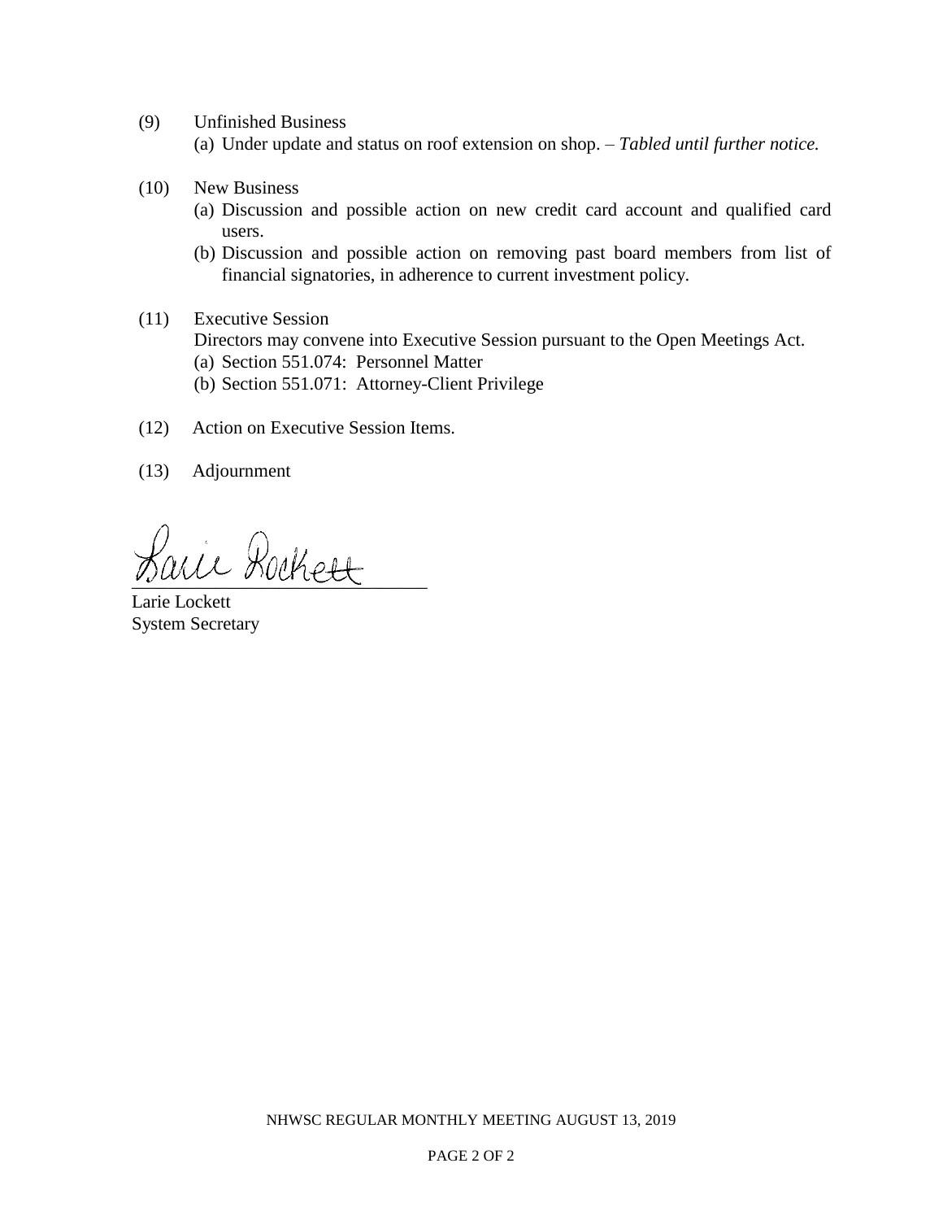(9) Unfinished Business

(a) Under update and status on roof extension on shop. – *Tabled until further notice.*

(10) New Business

(a) Discussion and possible action on new credit card account and qualified card users.

(b) Discussion and possible action on removing past board members from list of financial signatories, in adherence to current investment policy.

(11) Executive Session

Directors may convene into Executive Session pursuant to the Open Meetings Act.

(a) Section 551.074: Personnel Matter

(b) Section 551.071: Attorney-Client Privilege

(12) Action on Executive Session Items.

(13) Adjournment

Larie Lockett

Larie Lockett
System Secretary